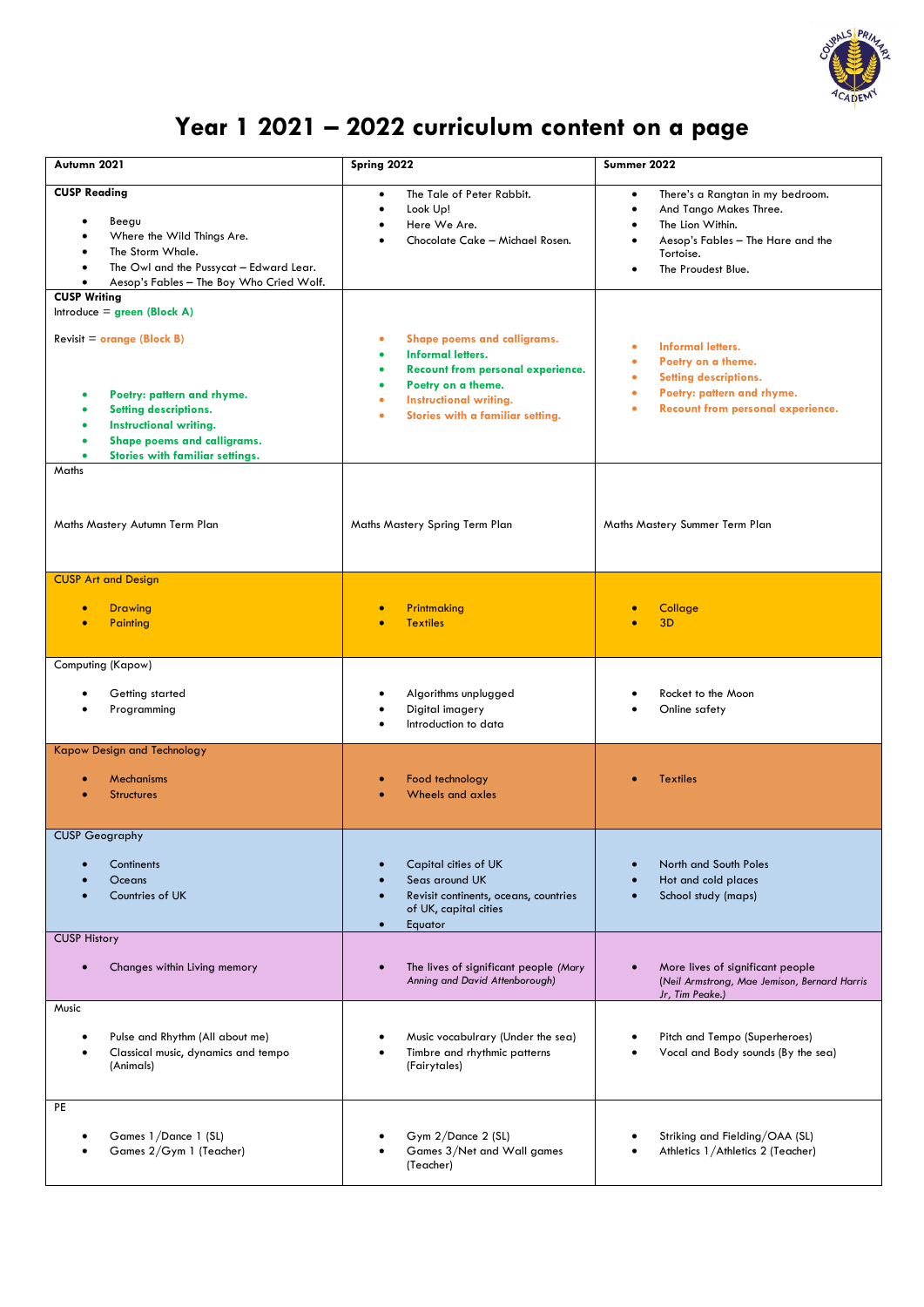# Year 1 2021 – 2022 curriculum content on a page

| Autumn 2021 | Spring 2022 | Summer 2022 |
|---|---|---|
| **CUSP Reading**<br>• Beegu<br>• Where the Wild Things Are.<br>• The Storm Whale.<br>• The Owl and the Pussycat – Edward Lear.<br>• Aesop's Fables – The Boy Who Cried Wolf. | • The Tale of Peter Rabbit.<br>• Look Up!<br>• Here We Are.<br>• Chocolate Cake – Michael Rosen. | • There's a Rangtan in my bedroom.<br>• And Tango Makes Three.<br>• The Lion Within.<br>• Aesop's Fables – The Hare and the Tortoise.<br>• The Proudest Blue. |
| **CUSP Writing**<br>Introduce = **green (Block A)**<br>Revisit = **orange (Block B)**<br>• **Poetry: pattern and rhyme.**<br>• **Setting descriptions.**<br>• **Instructional writing.**<br>• **Shape poems and calligrams.**<br>• **Stories with familiar settings.** | • **Shape poems and calligrams.**<br>• **Informal letters.**<br>• **Recount from personal experience.**<br>• **Poetry on a theme.**<br>• **Instructional writing.**<br>• **Stories with a familiar setting.** | • **Informal letters.**<br>• **Poetry on a theme.**<br>• **Setting descriptions.**<br>• **Poetry: pattern and rhyme.**<br>• **Recount from personal experience.** |
| Maths<br>Maths Mastery Autumn Term Plan | Maths Mastery Spring Term Plan | Maths Mastery Summer Term Plan |
| CUSP Art and Design<br>• Drawing<br>• Painting | • Printmaking<br>• Textiles | • Collage<br>• 3D |
| Computing (Kapow)<br>• Getting started<br>• Programming | • Algorithms unplugged<br>• Digital imagery<br>• Introduction to data | • Rocket to the Moon<br>• Online safety |
| Kapow Design and Technology<br>• Mechanisms<br>• Structures | • Food technology<br>• Wheels and axles | • Textiles |
| CUSP Geography<br>• Continents<br>• Oceans<br>• Countries of UK | • Capital cities of UK<br>• Seas around UK<br>• Revisit continents, oceans, countries of UK, capital cities<br>• Equator | • North and South Poles<br>• Hot and cold places<br>• School study (maps) |
| CUSP History<br>• Changes within Living memory | • The lives of significant people *(Mary Anning and David Attenborough)* | • More lives of significant people *(Neil Armstrong, Mae Jemison, Bernard Harris Jr, Tim Peake.)* |
| Music<br>• Pulse and Rhythm (All about me)<br>• Classical music, dynamics and tempo (Animals) | • Music vocabulrary (Under the sea)<br>• Timbre and rhythmic patterns (Fairytales) | • Pitch and Tempo (Superheroes)<br>• Vocal and Body sounds (By the sea) |
| PE<br>• Games 1/Dance 1 (SL)<br>• Games 2/Gym 1 (Teacher) | • Gym 2/Dance 2 (SL)<br>• Games 3/Net and Wall games (Teacher) | • Striking and Fielding/OAA (SL)<br>• Athletics 1/Athletics 2 (Teacher) |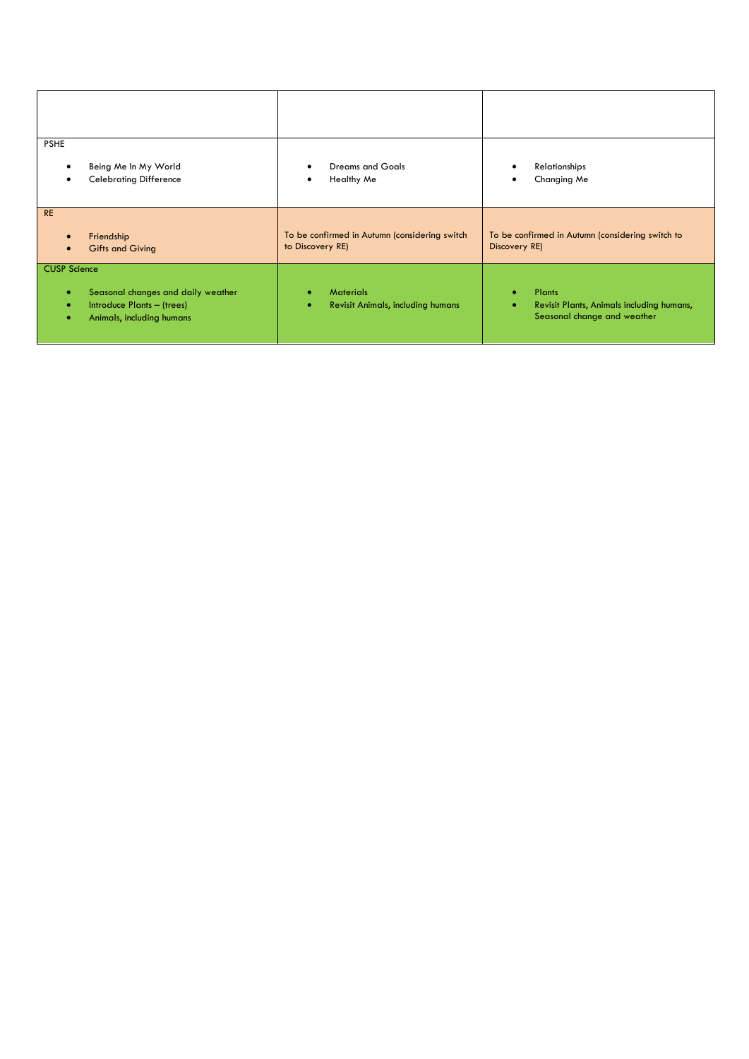| | | |
|---|---|---|
| PSHE<br>• Being Me In My World<br>• Celebrating Difference | • Dreams and Goals<br>• Healthy Me | • Relationships<br>• Changing Me |
| RE<br>• Friendship<br>• Gifts and Giving | To be confirmed in Autumn (considering switch to Discovery RE) | To be confirmed in Autumn (considering switch to Discovery RE) |
| CUSP Science<br>• Seasonal changes and daily weather<br>• Introduce Plants – (trees)<br>• Animals, including humans | • Materials<br>• Revisit Animals, including humans | • Plants<br>• Revisit Plants, Animals including humans, Seasonal change and weather |